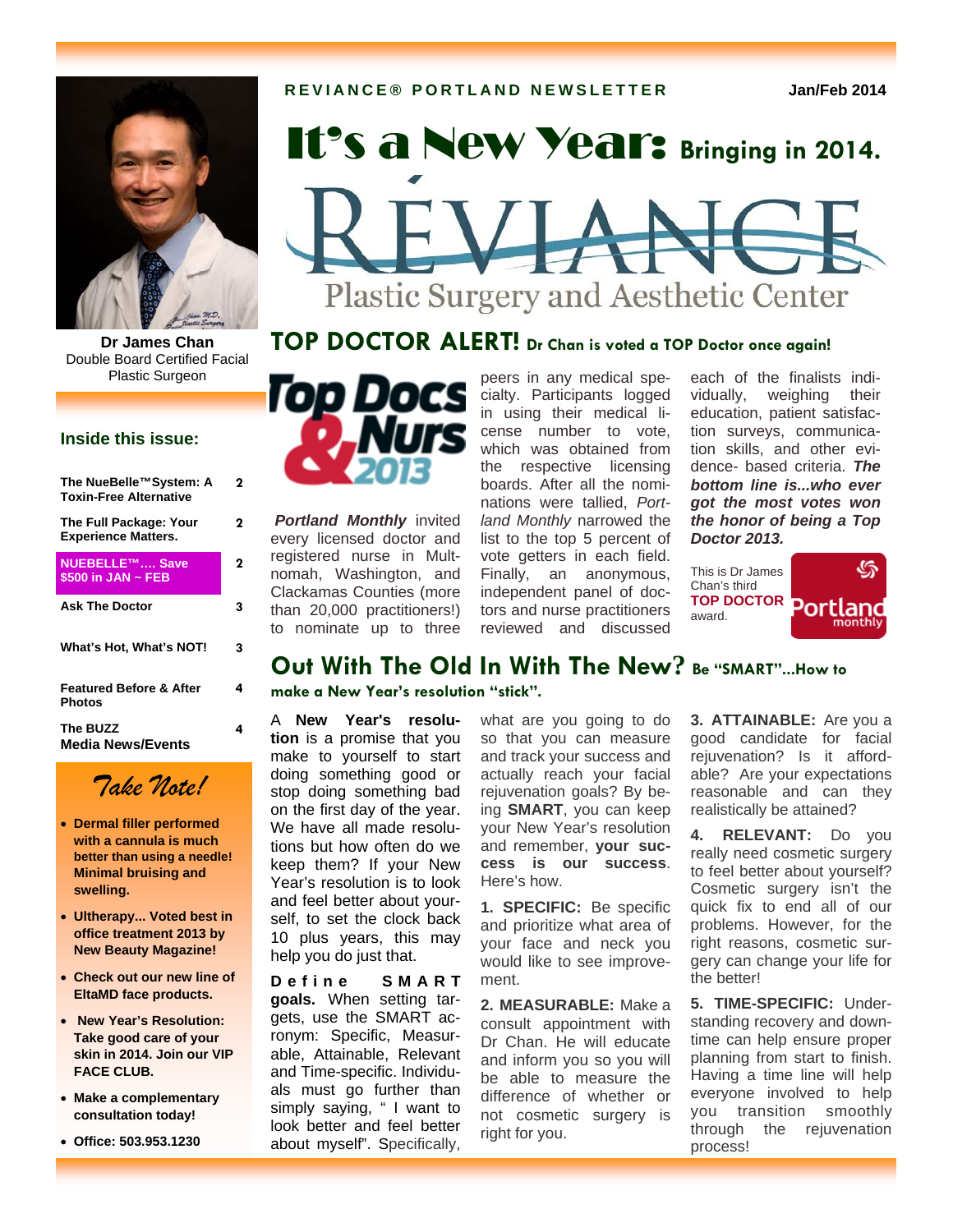**REVIANCE® PORTLAND NEWSLETTER** Jan/Feb 2014

# It's a New Year: Bringing in 2014.

REVIANCE
Plastic Surgery and Aesthetic Center

**Dr James Chan**
Double Board Certified Facial Plastic Surgeon

## Inside this issue:

| | |
|---|---|
| The NueBelle™System: A Toxin-Free Alternative | 2 |
| The Full Package: Your Experience Matters. | 2 |
| NUEBELLE™…. Save $500 in JAN ~ FEB | 2 |
| Ask The Doctor | 3 |
| What's Hot, What's NOT! | 3 |
| Featured Before & After Photos | 4 |
| The BUZZ Media News/Events | 4 |

### Take Note!

- Dermal filler performed with a cannula is much better than using a needle! Minimal bruising and swelling.
- Ultherapy... Voted best in office treatment 2013 by New Beauty Magazine!
- Check out our new line of EltaMD face products.
- New Year's Resolution: Take good care of your skin in 2014. Join our VIP FACE CLUB.
- Make a complementary consultation today!
- Office: 503.953.1230

## TOP DOCTOR ALERT! Dr Chan is voted a TOP Doctor once again!

Top Docs & Nurs 2013

*Portland Monthly* invited every licensed doctor and registered nurse in Multnomah, Washington, and Clackamas Counties (more than 20,000 practitioners!) to nominate up to three peers in any medical specialty. Participants logged in using their medical license number to vote, which was obtained from the respective licensing boards. After all the nominations were tallied, *Portland Monthly* narrowed the list to the top 5 percent of vote getters in each field. Finally, an anonymous, independent panel of doctors and nurse practitioners reviewed and discussed each of the finalists individually, weighing their education, patient satisfaction surveys, communication skills, and other evidence- based criteria. ***The bottom line is...who ever got the most votes won the honor of being a Top Doctor 2013.***

This is Dr James Chan's third **TOP DOCTOR** award.

Portland monthly

## Out With The Old In With The New? Be "SMART"...How to make a New Year's resolution "stick".

A **New Year's resolution** is a promise that you make to yourself to start doing something good or stop doing something bad on the first day of the year. We have all made resolutions but how often do we keep them? If your New Year's resolution is to look and feel better about yourself, to set the clock back 10 plus years, this may help you do just that.

**Define SMART goals.** When setting targets, use the SMART acronym: Specific, Measurable, Attainable, Relevant and Time-specific. Individuals must go further than simply saying, " I want to look better and feel better about myself". Specifically, what are you going to do so that you can measure and track your success and actually reach your facial rejuvenation goals? By being **SMART**, you can keep your New Year's resolution and remember, **your success is our success**. Here's how.

**1. SPECIFIC:** Be specific and prioritize what area of your face and neck you would like to see improvement.

**2. MEASURABLE:** Make a consult appointment with Dr Chan. He will educate and inform you so you will be able to measure the difference of whether or not cosmetic surgery is right for you.

**3. ATTAINABLE:** Are you a good candidate for facial rejuvenation? Is it affordable? Are your expectations reasonable and can they realistically be attained?

**4. RELEVANT:** Do you really need cosmetic surgery to feel better about yourself? Cosmetic surgery isn't the quick fix to end all of our problems. However, for the right reasons, cosmetic surgery can change your life for the better!

**5. TIME-SPECIFIC:** Understanding recovery and downtime can help ensure proper planning from start to finish. Having a time line will help everyone involved to help you transition smoothly through the rejuvenation process!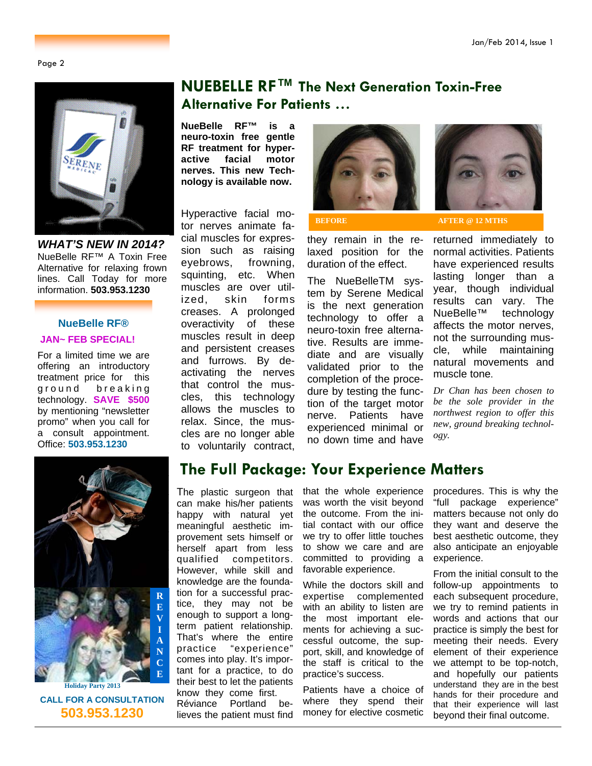## NUEBELLE RF™ The Next Generation Toxin-Free Alternative For Patients …

**NueBelle RF™ is a neuro-toxin free gentle RF treatment for hyper-active facial motor nerves. This new Technology is available now.**

Hyperactive facial motor nerves animate facial muscles for expression such as raising eyebrows, frowning, squinting, etc. When muscles are over utilized, skin forms creases. A prolonged overactivity of these muscles result in deep and persistent creases and furrows. By de-activating the nerves that control the muscles, this technology allows the muscles to relax. Since, the muscles are no longer able to voluntarily contract, they remain in the relaxed position for the duration of the effect.

BEFORE — AFTER @ 12 MTHS

The NueBelleTM system by Serene Medical is the next generation technology to offer a neuro-toxin free alternative. Results are immediate and are visually validated prior to the completion of the procedure by testing the function of the target motor nerve. Patients have experienced minimal or no down time and have returned immediately to normal activities. Patients have experienced results lasting longer than a year, though individual results can vary. The NueBelle™ technology affects the motor nerves, not the surrounding muscle, while maintaining natural movements and muscle tone.

*Dr Chan has been chosen to be the sole provider in the northwest region to offer this new, ground breaking technology.*

**WHAT'S NEW IN 2014?**

NueBelle RF™ A Toxin Free Alternative for relaxing frown lines. Call Today for more information. **503.953.1230**

**NueBelle RF®**

**JAN~ FEB SPECIAL!**

For a limited time we are offering an introductory treatment price for this ground breaking technology. **SAVE $500** by mentioning "newsletter promo" when you call for a consult appointment. Office: **503.953.1230**

## The Full Package: Your Experience Matters

The plastic surgeon that can make his/her patients happy with natural yet meaningful aesthetic improvement sets himself or herself apart from less qualified competitors. However, while skill and knowledge are the foundation for a successful practice, they may not be enough to support a long-term patient relationship. That's where the entire practice "experience" comes into play. It's important for a practice, to do their best to let the patients know they come first. Réviance Portland believes the patient must find that the whole experience was worth the visit beyond the outcome. From the initial contact with our office we try to offer little touches to show we care and are committed to providing a favorable experience.

While the doctors skill and expertise complemented with an ability to listen are the most important elements for achieving a successful outcome, the support, skill, and knowledge of the staff is critical to the practice's success.

Patients have a choice of where they spend their money for elective cosmetic procedures. This is why the "full package experience" matters because not only do they want and deserve the best aesthetic outcome, they also anticipate an enjoyable experience.

From the initial consult to the follow-up appointments to each subsequent procedure, we try to remind patients in words and actions that our practice is simply the best for meeting their needs. Every element of their experience we attempt to be top-notch, and hopefully our patients understand they are in the best hands for their procedure and that their experience will last beyond their final outcome.

REVIANCE

Holiday Party 2013

**CALL FOR A CONSULTATION**

**503.953.1230**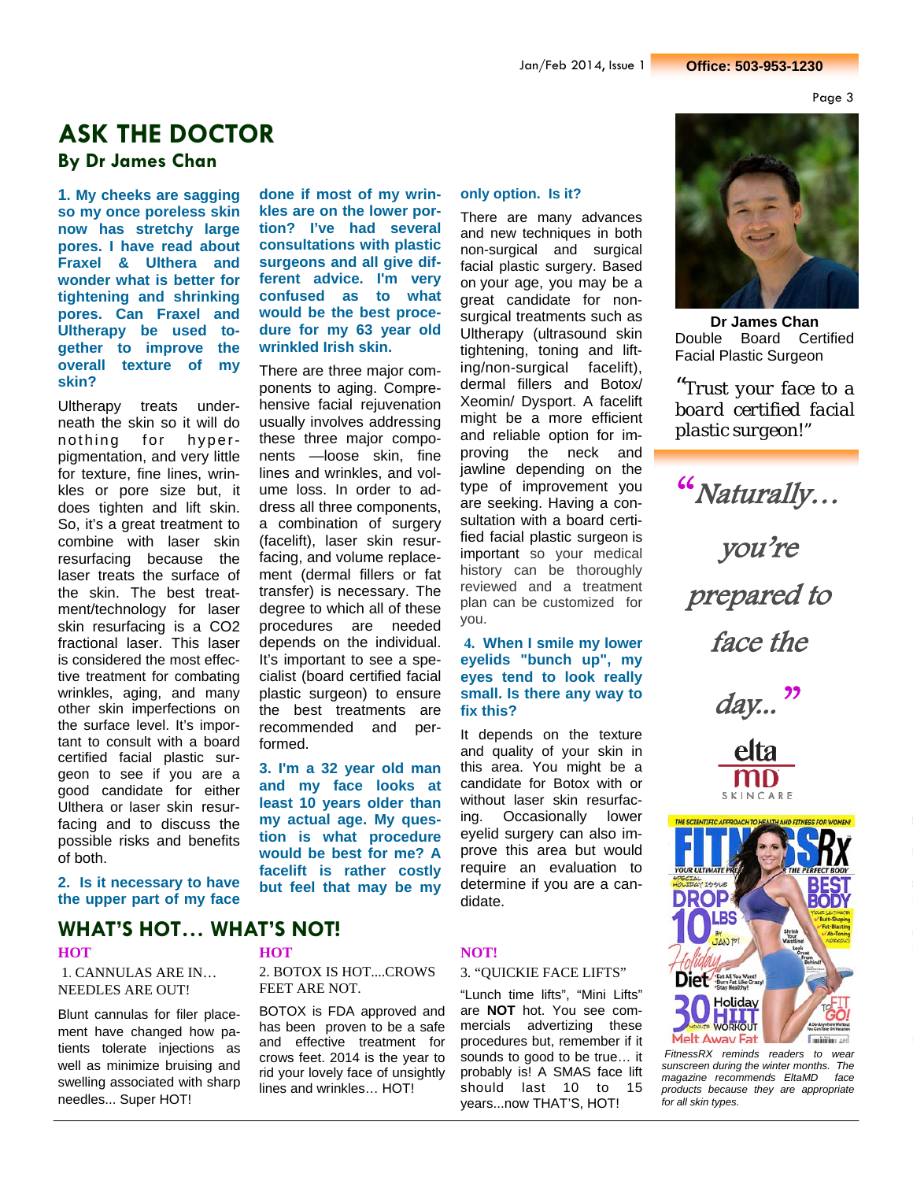# ASK THE DOCTOR

## By Dr James Chan

**1. My cheeks are sagging so my once poreless skin now has stretchy large pores. I have read about Fraxel & Ulthera and wonder what is better for tightening and shrinking pores. Can Fraxel and Ultherapy be used together to improve the overall texture of my skin?**

Ultherapy treats underneath the skin so it will do nothing for hyperpigmentation, and very little for texture, fine lines, wrinkles or pore size but, it does tighten and lift skin. So, it's a great treatment to combine with laser skin resurfacing because the laser treats the surface of the skin. The best treatment/technology for laser skin resurfacing is a CO2 fractional laser. This laser is considered the most effective treatment for combating wrinkles, aging, and many other skin imperfections on the surface level. It's important to consult with a board certified facial plastic surgeon to see if you are a good candidate for either Ulthera or laser skin resurfacing and to discuss the possible risks and benefits of both.

**2. Is it necessary to have the upper part of my face done if most of my wrinkles are on the lower portion? I've had several consultations with plastic surgeons and all give different advice. I'm very confused as to what would be the best procedure for my 63 year old wrinkled Irish skin.**

There are three major components to aging. Comprehensive facial rejuvenation usually involves addressing these three major components —loose skin, fine lines and wrinkles, and volume loss. In order to address all three components, a combination of surgery (facelift), laser skin resurfacing, and volume replacement (dermal fillers or fat transfer) is necessary. The degree to which all of these procedures are needed depends on the individual. It's important to see a specialist (board certified facial plastic surgeon) to ensure the best treatments are recommended and performed.

**3. I'm a 32 year old man and my face looks at least 10 years older than my actual age. My question is what procedure would be best for me? A facelift is rather costly but feel that may be my only option. Is it?**

There are many advances and new techniques in both non-surgical and surgical facial plastic surgery. Based on your age, you may be a great candidate for non-surgical treatments such as Ultherapy (ultrasound skin tightening, toning and lifting/non-surgical facelift), dermal fillers and Botox/ Xeomin/ Dysport. A facelift might be a more efficient and reliable option for improving the neck and jawline depending on the type of improvement you are seeking. Having a consultation with a board certified facial plastic surgeon is important so your medical history can be thoroughly reviewed and a treatment plan can be customized for you.

**4. When I smile my lower eyelids "bunch up", my eyes tend to look really small. Is there any way to fix this?**

It depends on the texture and quality of your skin in this area. You might be a candidate for Botox with or without laser skin resurfacing. Occasionally lower eyelid surgery can also improve this area but would require an evaluation to determine if you are a candidate.

**Dr James Chan**
Double Board Certified Facial Plastic Surgeon

*"Trust your face to a board certified facial plastic surgeon!"*

*"Naturally… you're prepared to face the day..."*

elta MD SKINCARE

*FitnessRX reminds readers to wear sunscreen during the winter months. The magazine recommends EltaMD face products because they are appropriate for all skin types.*

# WHAT'S HOT… WHAT'S NOT!

**HOT**

1. CANNULAS ARE IN… NEEDLES ARE OUT!

Blunt cannulas for filer placement have changed how patients tolerate injections as well as minimize bruising and swelling associated with sharp needles... Super HOT!

**HOT**

2. BOTOX IS HOT....CROWS FEET ARE NOT.

BOTOX is FDA approved and has been proven to be a safe and effective treatment for crows feet. 2014 is the year to rid your lovely face of unsightly lines and wrinkles… HOT!

**NOT!**

3. "QUICKIE FACE LIFTS"

"Lunch time lifts", "Mini Lifts" are **NOT** hot. You see commercials advertizing these procedures but, remember if it sounds to good to be true… it probably is! A SMAS face lift should last 10 to 15 years...now THAT'S, HOT!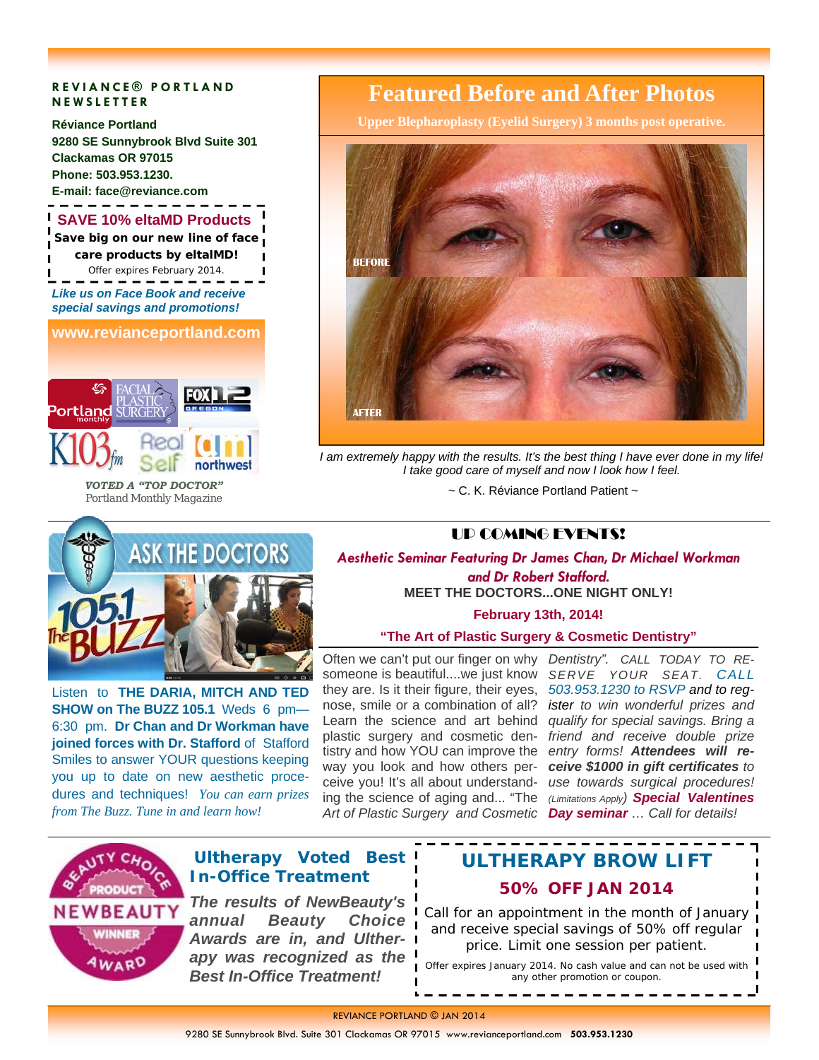**REVIANCE® PORTLAND NEWSLETTER**

**Réviance Portland**
**9280 SE Sunnybrook Blvd Suite 301**
**Clackamas OR 97015**
**Phone: 503.953.1230.**
**E-mail: face@reviance.com**

**SAVE 10% eltaMD Products**

**Save big on our new line of face care products by eltalMD!**

Offer expires February 2014.

***Like us on Face Book and receive special savings and promotions!***

**www.revianceportland.com**

***VOTED A "TOP DOCTOR"***
Portland Monthly Magazine

# Featured Before and After Photos

**Upper Blepharoplasty (Eyelid Surgery) 3 months post operative.**

BEFORE

AFTER

*I am extremely happy with the results. It's the best thing I have ever done in my life! I take good care of myself and now I look how I feel.*

~ C. K. Réviance Portland Patient ~

## ASK THE DOCTORS

Listen to **THE DARIA, MITCH AND TED SHOW on The BUZZ 105.1** Weds 6 pm—6:30 pm. **Dr Chan and Dr Workman have joined forces with Dr. Stafford** of Stafford Smiles to answer YOUR questions keeping you up to date on new aesthetic procedures and techniques! *You can earn prizes from The Buzz. Tune in and learn how!*

## UP COMING EVENTS!

***Aesthetic Seminar Featuring Dr James Chan, Dr Michael Workman and Dr Robert Stafford.***

**MEET THE DOCTORS...ONE NIGHT ONLY!**

**February 13th, 2014!**

**"The Art of Plastic Surgery & Cosmetic Dentistry"**

Often we can't put our finger on why someone is beautiful....we just know they are. Is it their figure, their eyes, nose, smile or a combination of all? Learn the science and art behind plastic surgery and cosmetic dentistry and how YOU can improve the way you look and how others perceive you! It's all about understanding the science of aging and... "The Art of Plastic Surgery and Cosmetic Dentistry". *CALL TODAY TO RESERVE YOUR SEAT. CALL 503.953.1230 to RSVP and to register to win wonderful prizes and qualify for special savings. Bring a friend and receive double prize entry forms!* ***Attendees will receive $1000 in gift certificates*** *to use towards surgical procedures! (Limitations Apply)* ***Special Valentines Day seminar*** *… Call for details!*

## Ultherapy Voted Best In-Office Treatment

***The results of NewBeauty's annual Beauty Choice Awards are in, and Ultherapy was recognized as the Best In-Office Treatment!***

## ULTHERAPY BROW LIFT

**50% OFF JAN 2014**

Call for an appointment in the month of January and receive special savings of 50% off regular price. Limit one session per patient.

Offer expires January 2014. No cash value and can not be used with any other promotion or coupon.

REVIANCE PORTLAND © JAN 2014

9280 SE Sunnybrook Blvd. Suite 301 Clackamas OR 97015 www.revianceportland.com **503.953.1230**